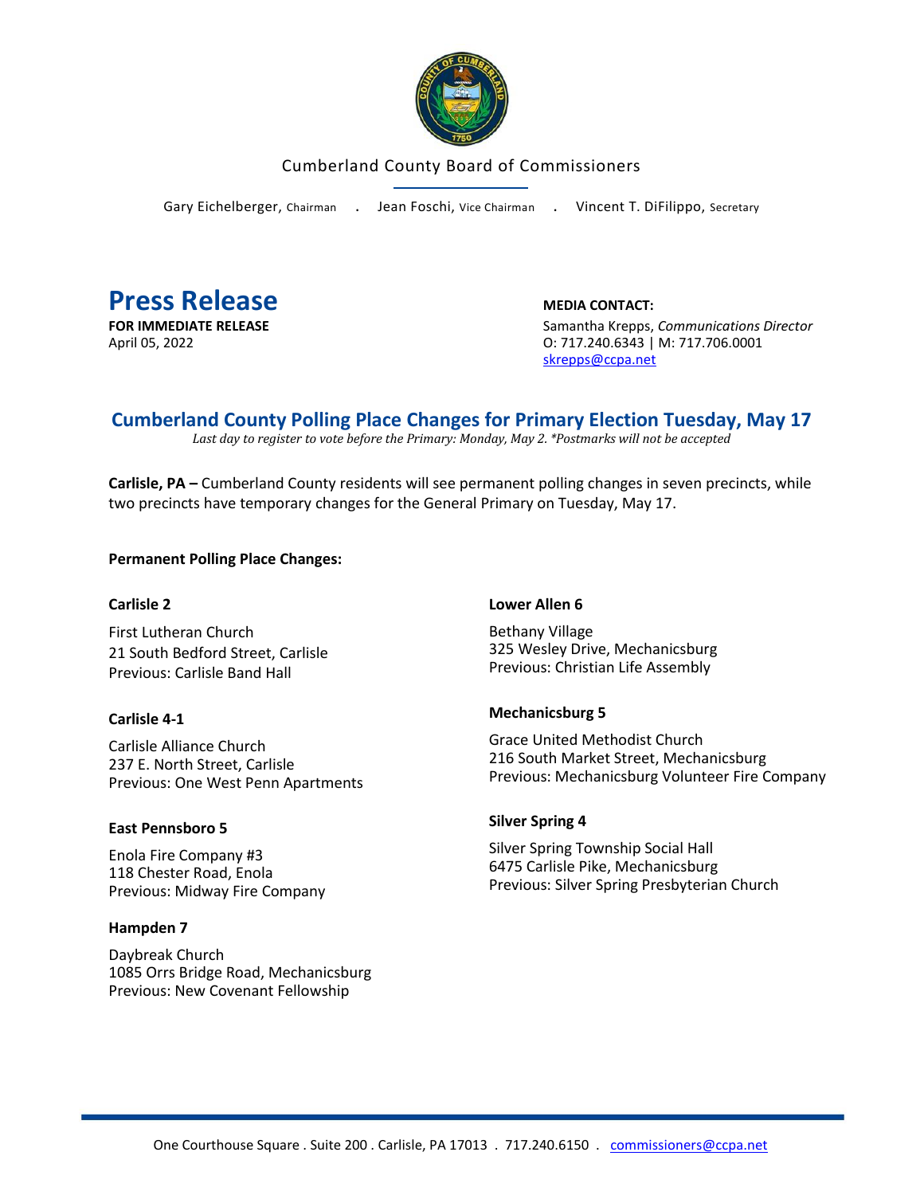Cumberland County Board of Commissioners

Gary Eichelberger, Chairman . Jean Foschi, Vice Chairman . Vincent T. DiFilippo, Secretary

# Press Release

**FOR IMMEDIATE RELEASE**
April 05, 2022

**MEDIA CONTACT:**
Samantha Krepps, *Communications Director*
O: 717.240.6343 | M: 717.706.0001
skrepps@ccpa.net

## Cumberland County Polling Place Changes for Primary Election Tuesday, May 17

*Last day to register to vote before the Primary: Monday, May 2. *Postmarks will not be accepted*

**Carlisle, PA –** Cumberland County residents will see permanent polling changes in seven precincts, while two precincts have temporary changes for the General Primary on Tuesday, May 17.

**Permanent Polling Place Changes:**

**Carlisle 2**

First Lutheran Church
21 South Bedford Street, Carlisle
Previous: Carlisle Band Hall

**Carlisle 4-1**

Carlisle Alliance Church
237 E. North Street, Carlisle
Previous: One West Penn Apartments

**East Pennsboro 5**

Enola Fire Company #3
118 Chester Road, Enola
Previous: Midway Fire Company

**Hampden 7**

Daybreak Church
1085 Orrs Bridge Road, Mechanicsburg
Previous: New Covenant Fellowship

**Lower Allen 6**

Bethany Village
325 Wesley Drive, Mechanicsburg
Previous: Christian Life Assembly

**Mechanicsburg 5**

Grace United Methodist Church
216 South Market Street, Mechanicsburg
Previous: Mechanicsburg Volunteer Fire Company

**Silver Spring 4**

Silver Spring Township Social Hall
6475 Carlisle Pike, Mechanicsburg
Previous: Silver Spring Presbyterian Church

One Courthouse Square . Suite 200 . Carlisle, PA 17013 . 717.240.6150 . commissioners@ccpa.net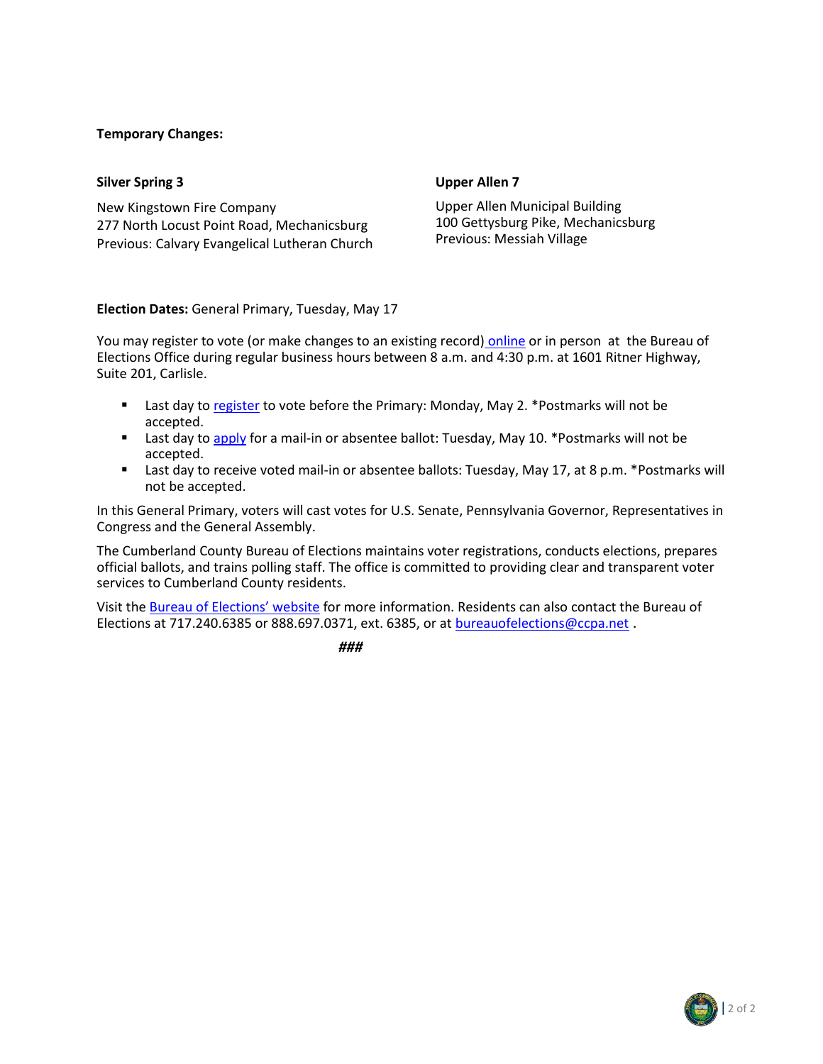**Temporary Changes:**

**Silver Spring 3**

New Kingstown Fire Company
277 North Locust Point Road, Mechanicsburg
Previous: Calvary Evangelical Lutheran Church

**Upper Allen 7**

Upper Allen Municipal Building
100 Gettysburg Pike, Mechanicsburg
Previous: Messiah Village

**Election Dates:** General Primary, Tuesday, May 17

You may register to vote (or make changes to an existing record) online or in person at the Bureau of Elections Office during regular business hours between 8 a.m. and 4:30 p.m. at 1601 Ritner Highway, Suite 201, Carlisle.

- Last day to register to vote before the Primary: Monday, May 2. *Postmarks will not be accepted.
- Last day to apply for a mail-in or absentee ballot: Tuesday, May 10. *Postmarks will not be accepted.
- Last day to receive voted mail-in or absentee ballots: Tuesday, May 17, at 8 p.m. *Postmarks will not be accepted.

In this General Primary, voters will cast votes for U.S. Senate, Pennsylvania Governor, Representatives in Congress and the General Assembly.

The Cumberland County Bureau of Elections maintains voter registrations, conducts elections, prepares official ballots, and trains polling staff. The office is committed to providing clear and transparent voter services to Cumberland County residents.

Visit the Bureau of Elections' website for more information. Residents can also contact the Bureau of Elections at 717.240.6385 or 888.697.0371, ext. 6385, or at bureauofelections@ccpa.net .

***###***